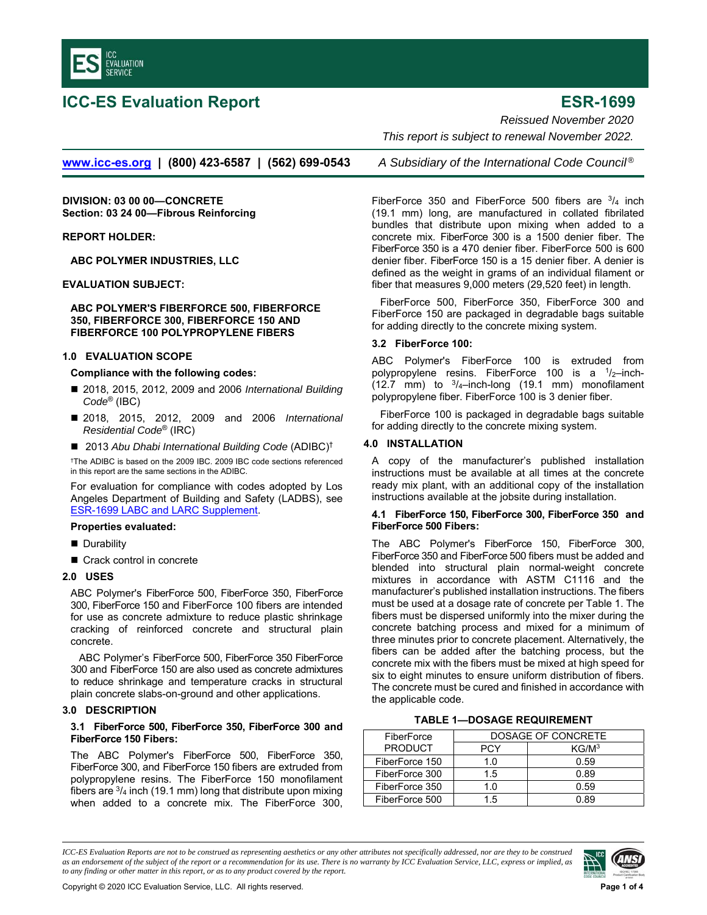# ICC-ES Evaluation Report

# ESR-1699

*Reissued November 2020*

*This report is subject to renewal November 2022.*

www.icc-es.org | (800) 423-6587 | (562) 699-0543 *A Subsidiary of the International Code Council®*

**DIVISION: 03 00 00—CONCRETE**
**Section: 03 24 00—Fibrous Reinforcing**

**REPORT HOLDER:**

**ABC POLYMER INDUSTRIES, LLC**

**EVALUATION SUBJECT:**

**ABC POLYMER'S FIBERFORCE 500, FIBERFORCE 350, FIBERFORCE 300, FIBERFORCE 150 AND FIBERFORCE 100 POLYPROPYLENE FIBERS**

## 1.0 EVALUATION SCOPE

**Compliance with the following codes:**

- 2018, 2015, 2012, 2009 and 2006 *International Building Code®* (IBC)
- 2018, 2015, 2012, 2009 and 2006 *International Residential Code®* (IRC)
- 2013 *Abu Dhabi International Building Code* (ADIBC)†

†The ADIBC is based on the 2009 IBC. 2009 IBC code sections referenced in this report are the same sections in the ADIBC.

For evaluation for compliance with codes adopted by Los Angeles Department of Building and Safety (LADBS), see ESR-1699 LABC and LARC Supplement.

**Properties evaluated:**

- Durability
- Crack control in concrete

## 2.0 USES

ABC Polymer's FiberForce 500, FiberForce 350, FiberForce 300, FiberForce 150 and FiberForce 100 fibers are intended for use as concrete admixture to reduce plastic shrinkage cracking of reinforced concrete and structural plain concrete.

ABC Polymer's FiberForce 500, FiberForce 350 FiberForce 300 and FiberForce 150 are also used as concrete admixtures to reduce shrinkage and temperature cracks in structural plain concrete slabs-on-ground and other applications.

## 3.0 DESCRIPTION

### 3.1 FiberForce 500, FiberForce 350, FiberForce 300 and FiberForce 150 Fibers:

The ABC Polymer's FiberForce 500, FiberForce 350, FiberForce 300, and FiberForce 150 fibers are extruded from polypropylene resins. The FiberForce 150 monofilament fibers are $^3/_4$ inch (19.1 mm) long that distribute upon mixing when added to a concrete mix. The FiberForce 300, FiberForce 350 and FiberForce 500 fibers are $^3/_4$ inch (19.1 mm) long, are manufactured in collated fibrilated bundles that distribute upon mixing when added to a concrete mix. FiberForce 300 is a 1500 denier fiber. The FiberForce 350 is a 470 denier fiber. FiberForce 500 is 600 denier fiber. FiberForce 150 is a 15 denier fiber. A denier is defined as the weight in grams of an individual filament or fiber that measures 9,000 meters (29,520 feet) in length.

FiberForce 500, FiberForce 350, FiberForce 300 and FiberForce 150 are packaged in degradable bags suitable for adding directly to the concrete mixing system.

### 3.2 FiberForce 100:

ABC Polymer's FiberForce 100 is extruded from polypropylene resins. FiberForce 100 is a $^1/_2$–inch-(12.7 mm) to $^3/_4$–inch-long (19.1 mm) monofilament polypropylene fiber. FiberForce 100 is 3 denier fiber.

FiberForce 100 is packaged in degradable bags suitable for adding directly to the concrete mixing system.

## 4.0 INSTALLATION

A copy of the manufacturer's published installation instructions must be available at all times at the concrete ready mix plant, with an additional copy of the installation instructions available at the jobsite during installation.

### 4.1 FiberForce 150, FiberForce 300, FiberForce 350 and FiberForce 500 Fibers:

The ABC Polymer's FiberForce 150, FiberForce 300, FiberForce 350 and FiberForce 500 fibers must be added and blended into structural plain normal-weight concrete mixtures in accordance with ASTM C1116 and the manufacturer's published installation instructions. The fibers must be used at a dosage rate of concrete per Table 1. The fibers must be dispersed uniformly into the mixer during the concrete batching process and mixed for a minimum of three minutes prior to concrete placement. Alternatively, the fibers can be added after the batching process, but the concrete mix with the fibers must be mixed at high speed for six to eight minutes to ensure uniform distribution of fibers. The concrete must be cured and finished in accordance with the applicable code.

**TABLE 1—DOSAGE REQUIREMENT**

| FiberForce PRODUCT | DOSAGE OF CONCRETE | |
|---|---|---|
| | PCY | KG/M$^3$ |
| FiberForce 150 | 1.0 | 0.59 |
| FiberForce 300 | 1.5 | 0.89 |
| FiberForce 350 | 1.0 | 0.59 |
| FiberForce 500 | 1.5 | 0.89 |

*ICC-ES Evaluation Reports are not to be construed as representing aesthetics or any other attributes not specifically addressed, nor are they to be construed as an endorsement of the subject of the report or a recommendation for its use. There is no warranty by ICC Evaluation Service, LLC, express or implied, as to any finding or other matter in this report, or as to any product covered by the report.*

Copyright © 2020 ICC Evaluation Service, LLC. All rights reserved.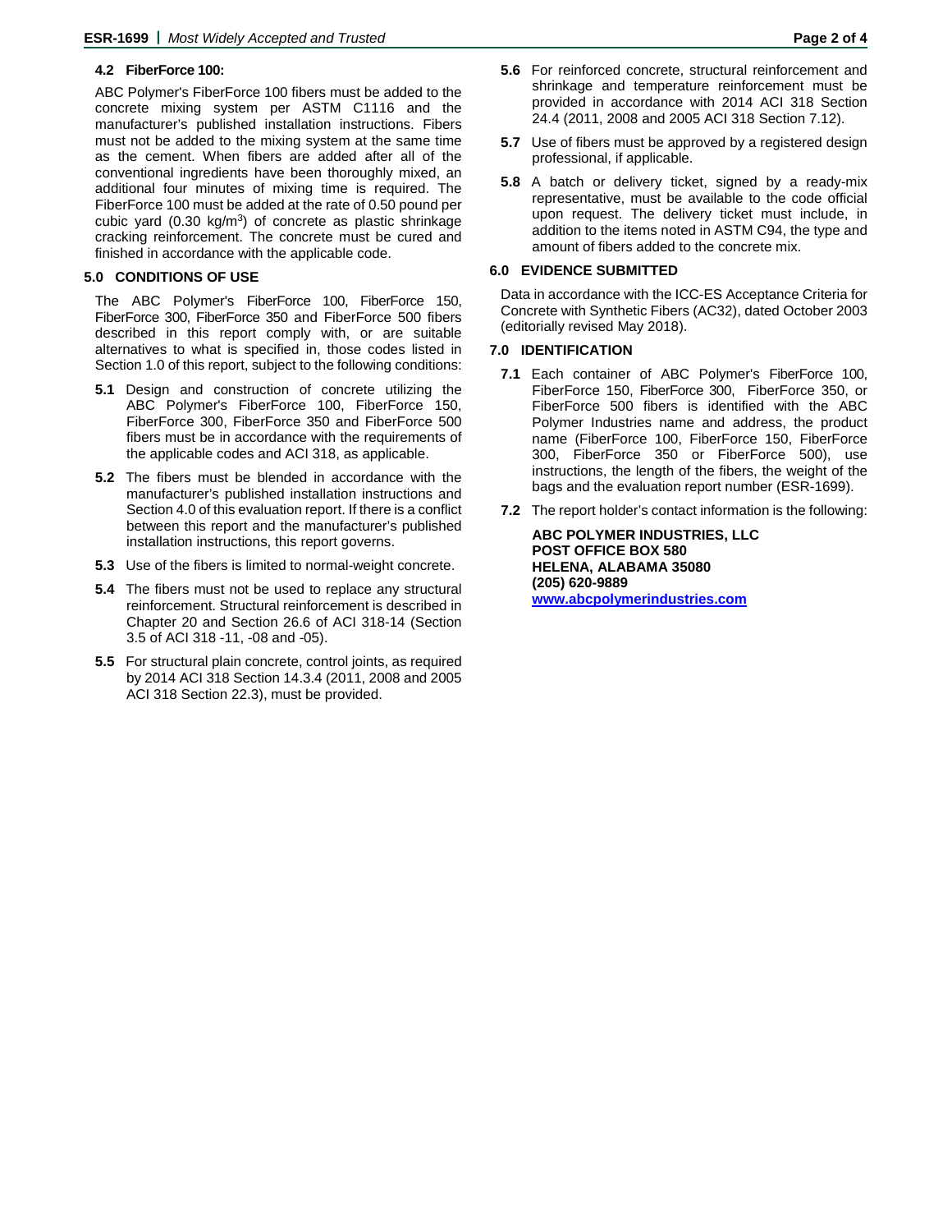### 4.2 FiberForce 100:

ABC Polymer's FiberForce 100 fibers must be added to the concrete mixing system per ASTM C1116 and the manufacturer's published installation instructions. Fibers must not be added to the mixing system at the same time as the cement. When fibers are added after all of the conventional ingredients have been thoroughly mixed, an additional four minutes of mixing time is required. The FiberForce 100 must be added at the rate of 0.50 pound per cubic yard (0.30 kg/$m^3$) of concrete as plastic shrinkage cracking reinforcement. The concrete must be cured and finished in accordance with the applicable code.

## 5.0 CONDITIONS OF USE

The ABC Polymer's FiberForce 100, FiberForce 150, FiberForce 300, FiberForce 350 and FiberForce 500 fibers described in this report comply with, or are suitable alternatives to what is specified in, those codes listed in Section 1.0 of this report, subject to the following conditions:

**5.1** Design and construction of concrete utilizing the ABC Polymer's FiberForce 100, FiberForce 150, FiberForce 300, FiberForce 350 and FiberForce 500 fibers must be in accordance with the requirements of the applicable codes and ACI 318, as applicable.

**5.2** The fibers must be blended in accordance with the manufacturer's published installation instructions and Section 4.0 of this evaluation report. If there is a conflict between this report and the manufacturer's published installation instructions, this report governs.

**5.3** Use of the fibers is limited to normal-weight concrete.

**5.4** The fibers must not be used to replace any structural reinforcement. Structural reinforcement is described in Chapter 20 and Section 26.6 of ACI 318-14 (Section 3.5 of ACI 318 -11, -08 and -05).

**5.5** For structural plain concrete, control joints, as required by 2014 ACI 318 Section 14.3.4 (2011, 2008 and 2005 ACI 318 Section 22.3), must be provided.

**5.6** For reinforced concrete, structural reinforcement and shrinkage and temperature reinforcement must be provided in accordance with 2014 ACI 318 Section 24.4 (2011, 2008 and 2005 ACI 318 Section 7.12).

**5.7** Use of fibers must be approved by a registered design professional, if applicable.

**5.8** A batch or delivery ticket, signed by a ready-mix representative, must be available to the code official upon request. The delivery ticket must include, in addition to the items noted in ASTM C94, the type and amount of fibers added to the concrete mix.

## 6.0 EVIDENCE SUBMITTED

Data in accordance with the ICC-ES Acceptance Criteria for Concrete with Synthetic Fibers (AC32), dated October 2003 (editorially revised May 2018).

## 7.0 IDENTIFICATION

**7.1** Each container of ABC Polymer's FiberForce 100, FiberForce 150, FiberForce 300, FiberForce 350, or FiberForce 500 fibers is identified with the ABC Polymer Industries name and address, the product name (FiberForce 100, FiberForce 150, FiberForce 300, FiberForce 350 or FiberForce 500), use instructions, the length of the fibers, the weight of the bags and the evaluation report number (ESR-1699).

**7.2** The report holder's contact information is the following:

**ABC POLYMER INDUSTRIES, LLC**
**POST OFFICE BOX 580**
**HELENA, ALABAMA 35080**
**(205) 620-9889**
**www.abcpolymerindustries.com**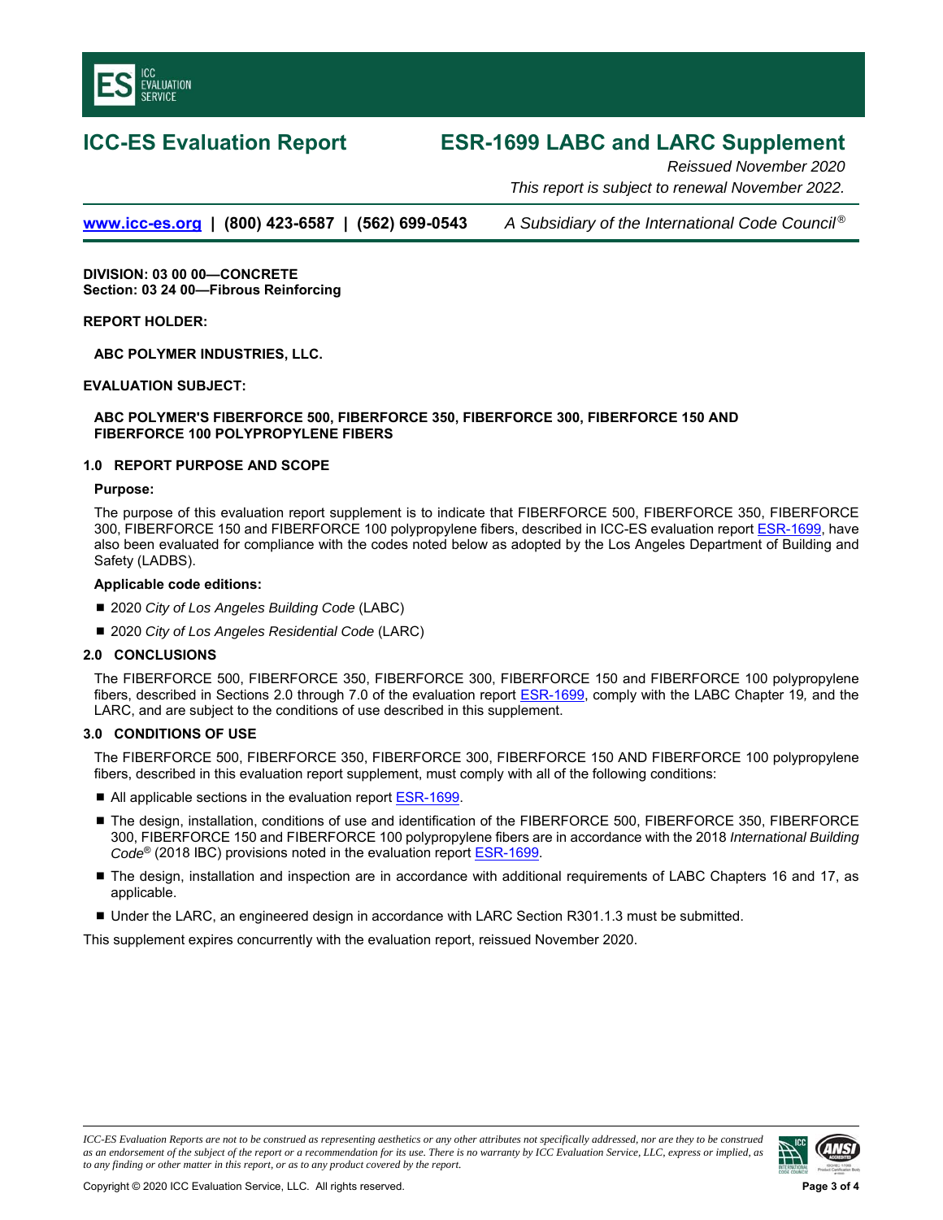# ICC-ES Evaluation Report

# ESR-1699 LABC and LARC Supplement

*Reissued November 2020*

*This report is subject to renewal November 2022.*

**www.icc-es.org | (800) 423-6587 | (562) 699-0543** *A Subsidiary of the International Code Council®*

**DIVISION: 03 00 00—CONCRETE**
**Section: 03 24 00—Fibrous Reinforcing**

**REPORT HOLDER:**

**ABC POLYMER INDUSTRIES, LLC.**

**EVALUATION SUBJECT:**

**ABC POLYMER'S FIBERFORCE 500, FIBERFORCE 350, FIBERFORCE 300, FIBERFORCE 150 AND FIBERFORCE 100 POLYPROPYLENE FIBERS**

## 1.0 REPORT PURPOSE AND SCOPE

**Purpose:**

The purpose of this evaluation report supplement is to indicate that FIBERFORCE 500, FIBERFORCE 350, FIBERFORCE 300, FIBERFORCE 150 and FIBERFORCE 100 polypropylene fibers, described in ICC-ES evaluation report ESR-1699, have also been evaluated for compliance with the codes noted below as adopted by the Los Angeles Department of Building and Safety (LADBS).

**Applicable code editions:**

- 2020 *City of Los Angeles Building Code* (LABC)
- 2020 *City of Los Angeles Residential Code* (LARC)

## 2.0 CONCLUSIONS

The FIBERFORCE 500, FIBERFORCE 350, FIBERFORCE 300, FIBERFORCE 150 and FIBERFORCE 100 polypropylene fibers, described in Sections 2.0 through 7.0 of the evaluation report ESR-1699, comply with the LABC Chapter 19, and the LARC, and are subject to the conditions of use described in this supplement.

## 3.0 CONDITIONS OF USE

The FIBERFORCE 500, FIBERFORCE 350, FIBERFORCE 300, FIBERFORCE 150 AND FIBERFORCE 100 polypropylene fibers, described in this evaluation report supplement, must comply with all of the following conditions:

- All applicable sections in the evaluation report ESR-1699.
- The design, installation, conditions of use and identification of the FIBERFORCE 500, FIBERFORCE 350, FIBERFORCE 300, FIBERFORCE 150 and FIBERFORCE 100 polypropylene fibers are in accordance with the 2018 *International Building Code®* (2018 IBC) provisions noted in the evaluation report ESR-1699.
- The design, installation and inspection are in accordance with additional requirements of LABC Chapters 16 and 17, as applicable.
- Under the LARC, an engineered design in accordance with LARC Section R301.1.3 must be submitted.

This supplement expires concurrently with the evaluation report, reissued November 2020.

*ICC-ES Evaluation Reports are not to be construed as representing aesthetics or any other attributes not specifically addressed, nor are they to be construed as an endorsement of the subject of the report or a recommendation for its use. There is no warranty by ICC Evaluation Service, LLC, express or implied, as to any finding or other matter in this report, or as to any product covered by the report.*

Copyright © 2020 ICC Evaluation Service, LLC. All rights reserved.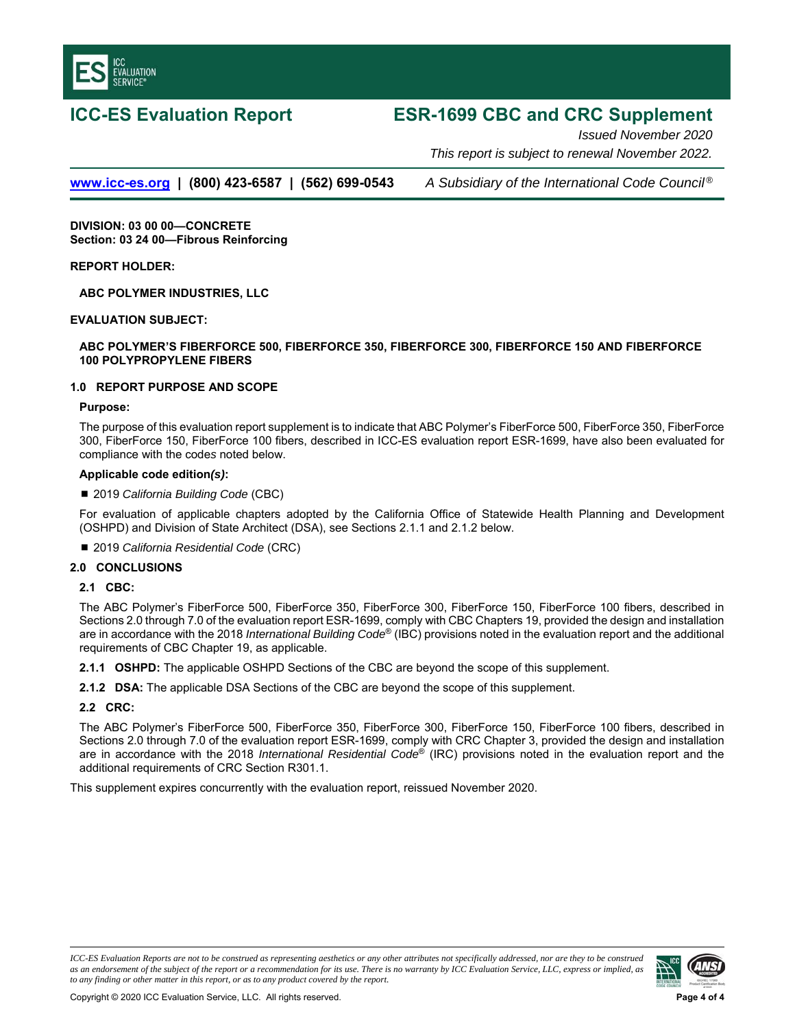# ICC-ES Evaluation Report

# ESR-1699 CBC and CRC Supplement

*Issued November 2020*

*This report is subject to renewal November 2022.*

**[www.icc-es.org](http://www.icc-es.org) | (800) 423-6587 | (562) 699-0543** *A Subsidiary of the International Code Council®*

**DIVISION: 03 00 00—CONCRETE**
**Section: 03 24 00—Fibrous Reinforcing**

**REPORT HOLDER:**

**ABC POLYMER INDUSTRIES, LLC**

**EVALUATION SUBJECT:**

**ABC POLYMER'S FIBERFORCE 500, FIBERFORCE 350, FIBERFORCE 300, FIBERFORCE 150 AND FIBERFORCE 100 POLYPROPYLENE FIBERS**

## 1.0 REPORT PURPOSE AND SCOPE

**Purpose:**

The purpose of this evaluation report supplement is to indicate that ABC Polymer's FiberForce 500, FiberForce 350, FiberForce 300, FiberForce 150, FiberForce 100 fibers, described in ICC-ES evaluation report ESR-1699, have also been evaluated for compliance with the codes noted below.

**Applicable code edition*(s)*:**

- 2019 *California Building Code* (CBC)

For evaluation of applicable chapters adopted by the California Office of Statewide Health Planning and Development (OSHPD) and Division of State Architect (DSA), see Sections 2.1.1 and 2.1.2 below.

- 2019 *California Residential Code* (CRC)

## 2.0 CONCLUSIONS

### 2.1 CBC:

The ABC Polymer's FiberForce 500, FiberForce 350, FiberForce 300, FiberForce 150, FiberForce 100 fibers, described in Sections 2.0 through 7.0 of the evaluation report ESR-1699, comply with CBC Chapters 19, provided the design and installation are in accordance with the 2018 *International Building Code*® (IBC) provisions noted in the evaluation report and the additional requirements of CBC Chapter 19, as applicable.

**2.1.1 OSHPD:** The applicable OSHPD Sections of the CBC are beyond the scope of this supplement.

**2.1.2 DSA:** The applicable DSA Sections of the CBC are beyond the scope of this supplement.

### 2.2 CRC:

The ABC Polymer's FiberForce 500, FiberForce 350, FiberForce 300, FiberForce 150, FiberForce 100 fibers, described in Sections 2.0 through 7.0 of the evaluation report ESR-1699, comply with CRC Chapter 3, provided the design and installation are in accordance with the 2018 *International Residential Code*® (IRC) provisions noted in the evaluation report and the additional requirements of CRC Section R301.1.

This supplement expires concurrently with the evaluation report, reissued November 2020.

*ICC-ES Evaluation Reports are not to be construed as representing aesthetics or any other attributes not specifically addressed, nor are they to be construed as an endorsement of the subject of the report or a recommendation for its use. There is no warranty by ICC Evaluation Service, LLC, express or implied, as to any finding or other matter in this report, or as to any product covered by the report.*

Copyright © 2020 ICC Evaluation Service, LLC. All rights reserved.